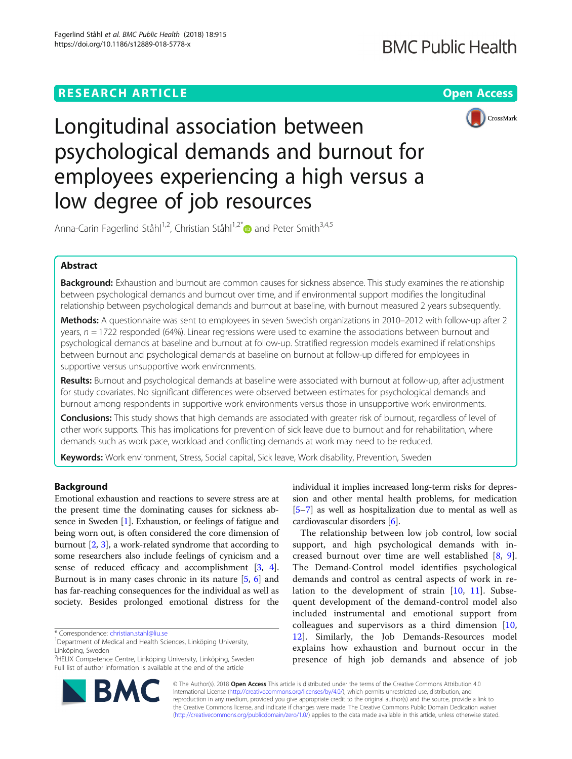RESEARCH ARTICLE

Open Access

# Longitudinal association between psychological demands and burnout for employees experiencing a high versus a low degree of job resources

Anna-Carin Fagerlind Ståhl[1,2], Christian Ståhl[1,2*] and Peter Smith[3,4,5]

## Abstract

**Background:** Exhaustion and burnout are common causes for sickness absence. This study examines the relationship between psychological demands and burnout over time, and if environmental support modifies the longitudinal relationship between psychological demands and burnout at baseline, with burnout measured 2 years subsequently.

**Methods:** A questionnaire was sent to employees in seven Swedish organizations in 2010–2012 with follow-up after 2 years, $n = 1722$ responded (64%). Linear regressions were used to examine the associations between burnout and psychological demands at baseline and burnout at follow-up. Stratified regression models examined if relationships between burnout and psychological demands at baseline on burnout at follow-up differed for employees in supportive versus unsupportive work environments.

**Results:** Burnout and psychological demands at baseline were associated with burnout at follow-up, after adjustment for study covariates. No significant differences were observed between estimates for psychological demands and burnout among respondents in supportive work environments versus those in unsupportive work environments.

**Conclusions:** This study shows that high demands are associated with greater risk of burnout, regardless of level of other work supports. This has implications for prevention of sick leave due to burnout and for rehabilitation, where demands such as work pace, workload and conflicting demands at work may need to be reduced.

**Keywords:** Work environment, Stress, Social capital, Sick leave, Work disability, Prevention, Sweden

## Background

Emotional exhaustion and reactions to severe stress are at the present time the dominating causes for sickness absence in Sweden [1]. Exhaustion, or feelings of fatigue and being worn out, is often considered the core dimension of burnout [2, 3], a work-related syndrome that according to some researchers also include feelings of cynicism and a sense of reduced efficacy and accomplishment [3, 4]. Burnout is in many cases chronic in its nature [5, 6] and has far-reaching consequences for the individual as well as society. Besides prolonged emotional distress for the individual it implies increased long-term risks for depression and other mental health problems, for medication [5–7] as well as hospitalization due to mental as well as cardiovascular disorders [6].

The relationship between low job control, low social support, and high psychological demands with increased burnout over time are well established [8, 9]. The Demand-Control model identifies psychological demands and control as central aspects of work in relation to the development of strain [10, 11]. Subsequent development of the demand-control model also included instrumental and emotional support from colleagues and supervisors as a third dimension [10, 12]. Similarly, the Job Demands-Resources model explains how exhaustion and burnout occur in the presence of high job demands and absence of job

\* Correspondence: christian.stahl@liu.se
[1]Department of Medical and Health Sciences, Linköping University, Linköping, Sweden
[2]HELIX Competence Centre, Linköping University, Linköping, Sweden
Full list of author information is available at the end of the article

© The Author(s). 2018 **Open Access** This article is distributed under the terms of the Creative Commons Attribution 4.0 International License (http://creativecommons.org/licenses/by/4.0/), which permits unrestricted use, distribution, and reproduction in any medium, provided you give appropriate credit to the original author(s) and the source, provide a link to the Creative Commons license, and indicate if changes were made. The Creative Commons Public Domain Dedication waiver (http://creativecommons.org/publicdomain/zero/1.0/) applies to the data made available in this article, unless otherwise stated.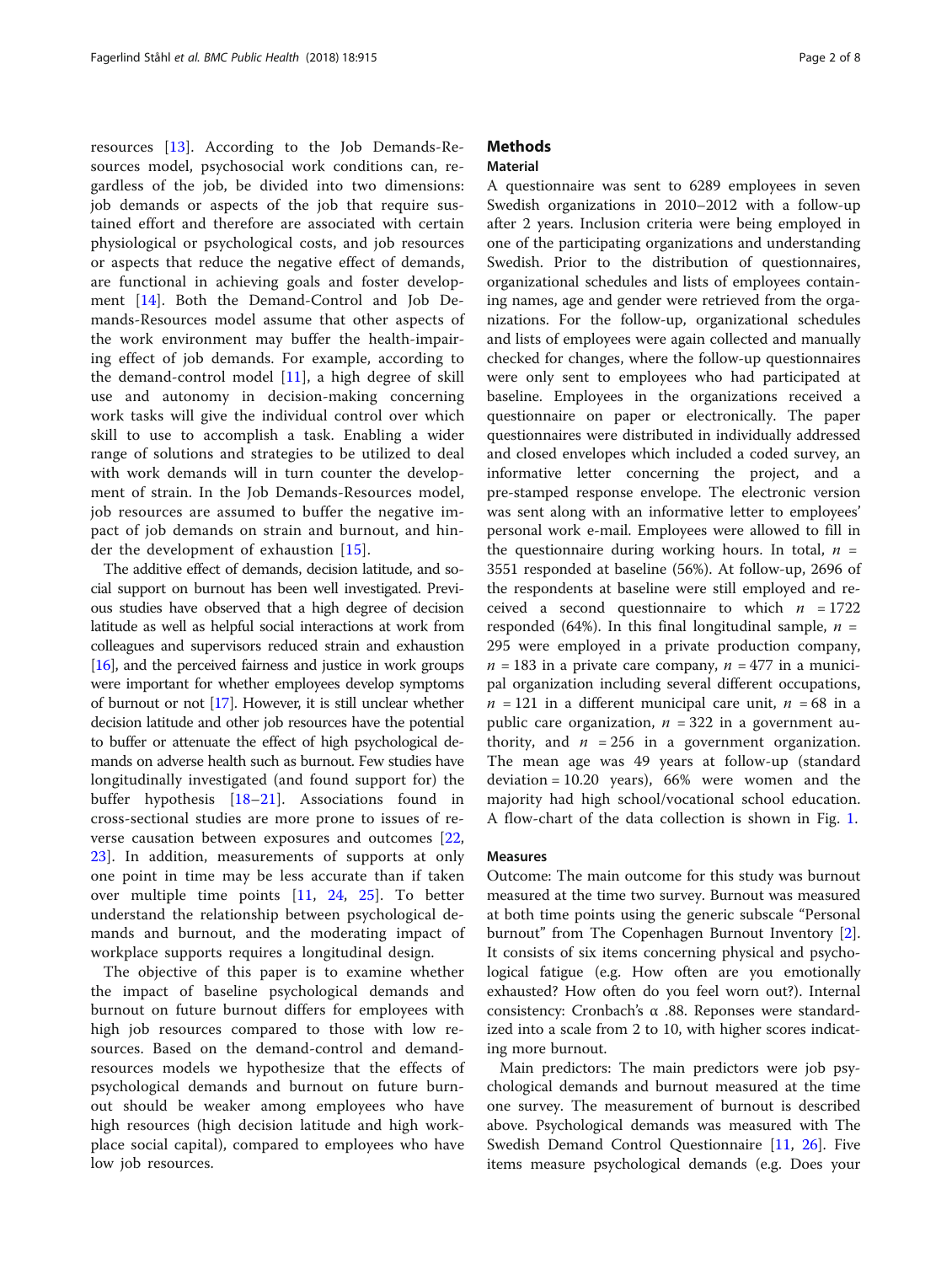resources [13]. According to the Job Demands-Resources model, psychosocial work conditions can, regardless of the job, be divided into two dimensions: job demands or aspects of the job that require sustained effort and therefore are associated with certain physiological or psychological costs, and job resources or aspects that reduce the negative effect of demands, are functional in achieving goals and foster development [14]. Both the Demand-Control and Job Demands-Resources model assume that other aspects of the work environment may buffer the health-impairing effect of job demands. For example, according to the demand-control model [11], a high degree of skill use and autonomy in decision-making concerning work tasks will give the individual control over which skill to use to accomplish a task. Enabling a wider range of solutions and strategies to be utilized to deal with work demands will in turn counter the development of strain. In the Job Demands-Resources model, job resources are assumed to buffer the negative impact of job demands on strain and burnout, and hinder the development of exhaustion [15].

The additive effect of demands, decision latitude, and social support on burnout has been well investigated. Previous studies have observed that a high degree of decision latitude as well as helpful social interactions at work from colleagues and supervisors reduced strain and exhaustion [16], and the perceived fairness and justice in work groups were important for whether employees develop symptoms of burnout or not [17]. However, it is still unclear whether decision latitude and other job resources have the potential to buffer or attenuate the effect of high psychological demands on adverse health such as burnout. Few studies have longitudinally investigated (and found support for) the buffer hypothesis [18–21]. Associations found in cross-sectional studies are more prone to issues of reverse causation between exposures and outcomes [22, 23]. In addition, measurements of supports at only one point in time may be less accurate than if taken over multiple time points [11, 24, 25]. To better understand the relationship between psychological demands and burnout, and the moderating impact of workplace supports requires a longitudinal design.

The objective of this paper is to examine whether the impact of baseline psychological demands and burnout on future burnout differs for employees with high job resources compared to those with low resources. Based on the demand-control and demand-resources models we hypothesize that the effects of psychological demands and burnout on future burnout should be weaker among employees who have high resources (high decision latitude and high workplace social capital), compared to employees who have low job resources.

## Methods

### Material

A questionnaire was sent to 6289 employees in seven Swedish organizations in 2010–2012 with a follow-up after 2 years. Inclusion criteria were being employed in one of the participating organizations and understanding Swedish. Prior to the distribution of questionnaires, organizational schedules and lists of employees containing names, age and gender were retrieved from the organizations. For the follow-up, organizational schedules and lists of employees were again collected and manually checked for changes, where the follow-up questionnaires were only sent to employees who had participated at baseline. Employees in the organizations received a questionnaire on paper or electronically. The paper questionnaires were distributed in individually addressed and closed envelopes which included a coded survey, an informative letter concerning the project, and a pre-stamped response envelope. The electronic version was sent along with an informative letter to employees' personal work e-mail. Employees were allowed to fill in the questionnaire during working hours. In total, $n$ = 3551 responded at baseline (56%). At follow-up, 2696 of the respondents at baseline were still employed and received a second questionnaire to which $n$ = 1722 responded (64%). In this final longitudinal sample, $n$ = 295 were employed in a private production company, $n$ = 183 in a private care company, $n$ = 477 in a municipal organization including several different occupations, $n$ = 121 in a different municipal care unit, $n$ = 68 in a public care organization, $n$ = 322 in a government authority, and $n$ = 256 in a government organization. The mean age was 49 years at follow-up (standard deviation = 10.20 years), 66% were women and the majority had high school/vocational school education. A flow-chart of the data collection is shown in Fig. 1.

### Measures

Outcome: The main outcome for this study was burnout measured at the time two survey. Burnout was measured at both time points using the generic subscale "Personal burnout" from The Copenhagen Burnout Inventory [2]. It consists of six items concerning physical and psychological fatigue (e.g. How often are you emotionally exhausted? How often do you feel worn out?). Internal consistency: Cronbach's α .88. Reponses were standardized into a scale from 2 to 10, with higher scores indicating more burnout.

Main predictors: The main predictors were job psychological demands and burnout measured at the time one survey. The measurement of burnout is described above. Psychological demands was measured with The Swedish Demand Control Questionnaire [11, 26]. Five items measure psychological demands (e.g. Does your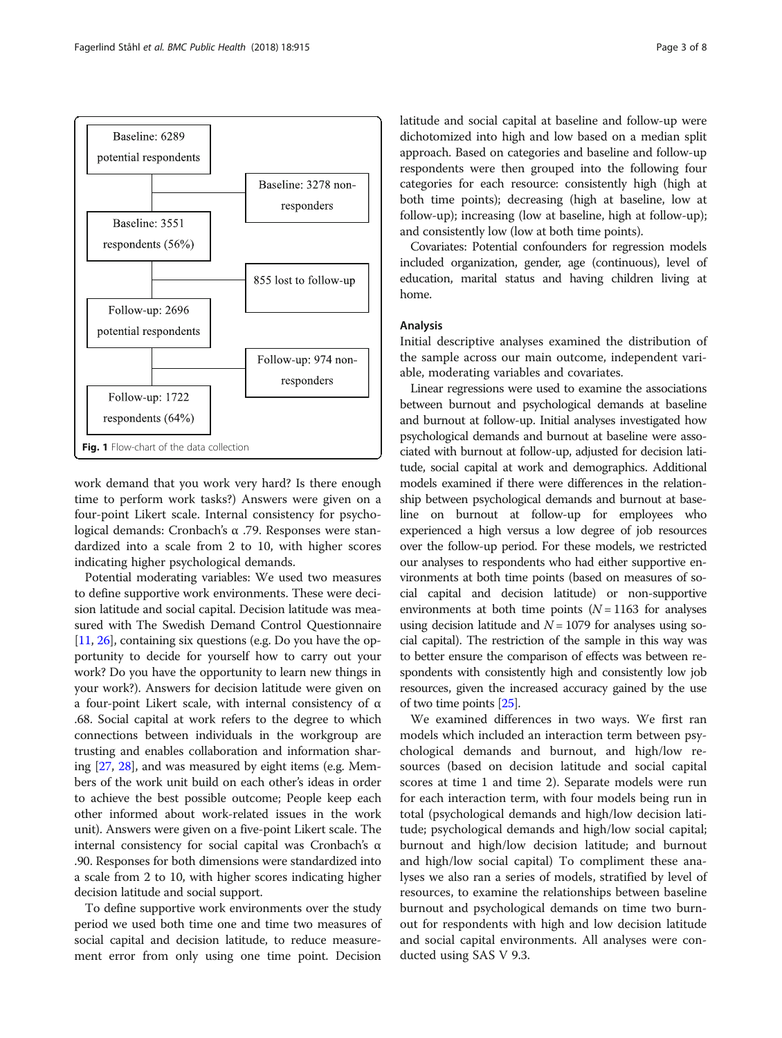Baseline: 6289 potential respondents

Baseline: 3278 non-responders

Baseline: 3551 respondents (56%)

855 lost to follow-up

Follow-up: 2696 potential respondents

Follow-up: 974 non-responders

Follow-up: 1722 respondents (64%)

**Fig. 1** Flow-chart of the data collection

work demand that you work very hard? Is there enough time to perform work tasks?) Answers were given on a four-point Likert scale. Internal consistency for psychological demands: Cronbach's α .79. Responses were standardized into a scale from 2 to 10, with higher scores indicating higher psychological demands.

Potential moderating variables: We used two measures to define supportive work environments. These were decision latitude and social capital. Decision latitude was measured with The Swedish Demand Control Questionnaire [11, 26], containing six questions (e.g. Do you have the opportunity to decide for yourself how to carry out your work? Do you have the opportunity to learn new things in your work?). Answers for decision latitude were given on a four-point Likert scale, with internal consistency of α .68. Social capital at work refers to the degree to which connections between individuals in the workgroup are trusting and enables collaboration and information sharing [27, 28], and was measured by eight items (e.g. Members of the work unit build on each other's ideas in order to achieve the best possible outcome; People keep each other informed about work-related issues in the work unit). Answers were given on a five-point Likert scale. The internal consistency for social capital was Cronbach's α .90. Responses for both dimensions were standardized into a scale from 2 to 10, with higher scores indicating higher decision latitude and social support.

To define supportive work environments over the study period we used both time one and time two measures of social capital and decision latitude, to reduce measurement error from only using one time point. Decision latitude and social capital at baseline and follow-up were dichotomized into high and low based on a median split approach. Based on categories and baseline and follow-up respondents were then grouped into the following four categories for each resource: consistently high (high at both time points); decreasing (high at baseline, low at follow-up); increasing (low at baseline, high at follow-up); and consistently low (low at both time points).

Covariates: Potential confounders for regression models included organization, gender, age (continuous), level of education, marital status and having children living at home.

### Analysis

Initial descriptive analyses examined the distribution of the sample across our main outcome, independent variable, moderating variables and covariates.

Linear regressions were used to examine the associations between burnout and psychological demands at baseline and burnout at follow-up. Initial analyses investigated how psychological demands and burnout at baseline were associated with burnout at follow-up, adjusted for decision latitude, social capital at work and demographics. Additional models examined if there were differences in the relationship between psychological demands and burnout at baseline on burnout at follow-up for employees who experienced a high versus a low degree of job resources over the follow-up period. For these models, we restricted our analyses to respondents who had either supportive environments at both time points (based on measures of social capital and decision latitude) or non-supportive environments at both time points ($N = 1163$ for analyses using decision latitude and $N = 1079$ for analyses using social capital). The restriction of the sample in this way was to better ensure the comparison of effects was between respondents with consistently high and consistently low job resources, given the increased accuracy gained by the use of two time points [25].

We examined differences in two ways. We first ran models which included an interaction term between psychological demands and burnout, and high/low resources (based on decision latitude and social capital scores at time 1 and time 2). Separate models were run for each interaction term, with four models being run in total (psychological demands and high/low decision latitude; psychological demands and high/low social capital; burnout and high/low decision latitude; and burnout and high/low social capital) To compliment these analyses we also ran a series of models, stratified by level of resources, to examine the relationships between baseline burnout and psychological demands on time two burnout for respondents with high and low decision latitude and social capital environments. All analyses were conducted using SAS V 9.3.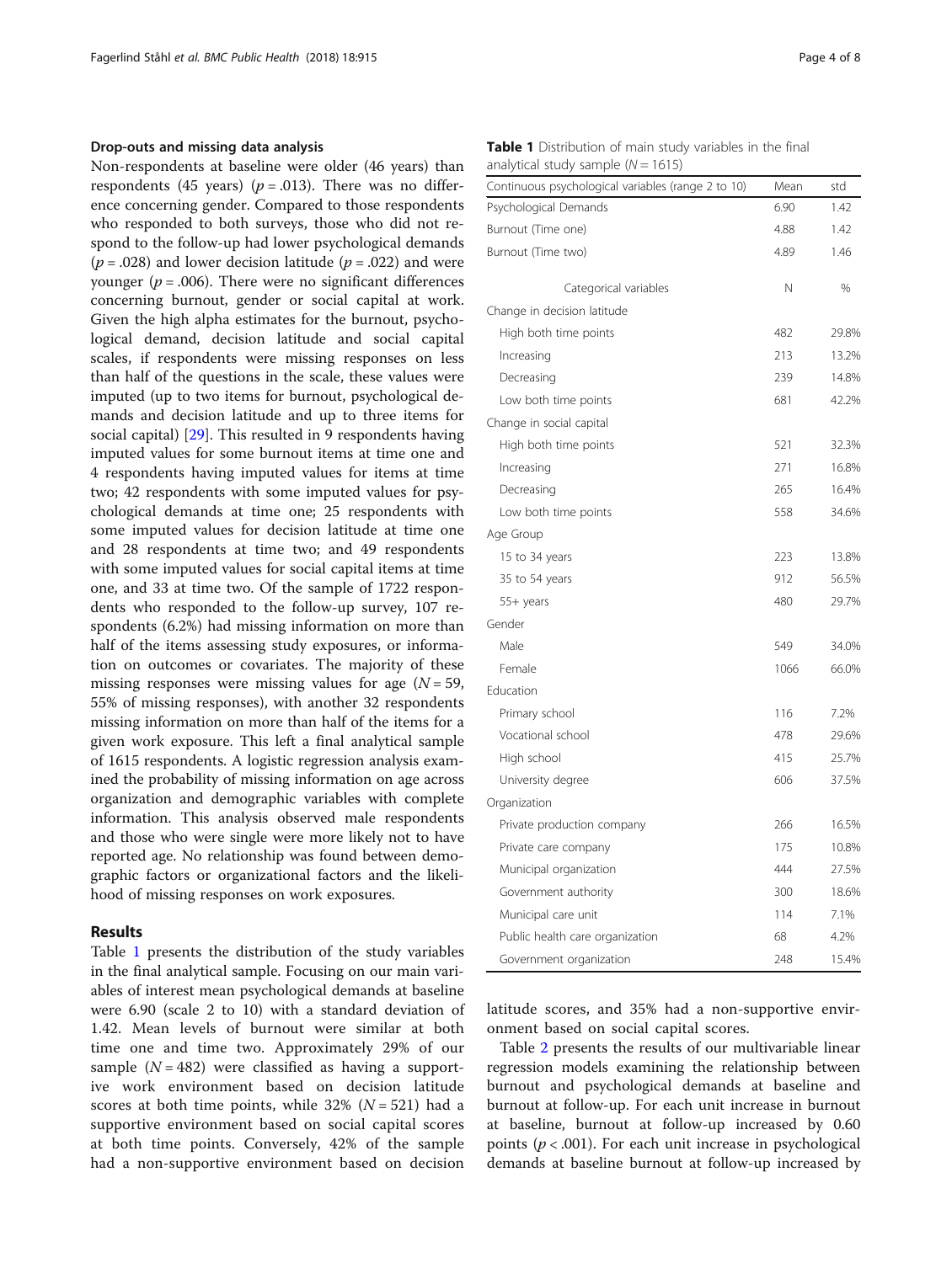### Drop-outs and missing data analysis

Non-respondents at baseline were older (46 years) than respondents (45 years) ($p = .013$). There was no difference concerning gender. Compared to those respondents who responded to both surveys, those who did not respond to the follow-up had lower psychological demands ($p = .028$) and lower decision latitude ($p = .022$) and were younger ($p = .006$). There were no significant differences concerning burnout, gender or social capital at work. Given the high alpha estimates for the burnout, psychological demand, decision latitude and social capital scales, if respondents were missing responses on less than half of the questions in the scale, these values were imputed (up to two items for burnout, psychological demands and decision latitude and up to three items for social capital) [29]. This resulted in 9 respondents having imputed values for some burnout items at time one and 4 respondents having imputed values for items at time two; 42 respondents with some imputed values for psychological demands at time one; 25 respondents with some imputed values for decision latitude at time one and 28 respondents at time two; and 49 respondents with some imputed values for social capital items at time one, and 33 at time two. Of the sample of 1722 respondents who responded to the follow-up survey, 107 respondents (6.2%) had missing information on more than half of the items assessing study exposures, or information on outcomes or covariates. The majority of these missing responses were missing values for age ($N = 59$, 55% of missing responses), with another 32 respondents missing information on more than half of the items for a given work exposure. This left a final analytical sample of 1615 respondents. A logistic regression analysis examined the probability of missing information on age across organization and demographic variables with complete information. This analysis observed male respondents and those who were single were more likely not to have reported age. No relationship was found between demographic factors or organizational factors and the likelihood of missing responses on work exposures.

## Results

Table 1 presents the distribution of the study variables in the final analytical sample. Focusing on our main variables of interest mean psychological demands at baseline were 6.90 (scale 2 to 10) with a standard deviation of 1.42. Mean levels of burnout were similar at both time one and time two. Approximately 29% of our sample ($N = 482$) were classified as having a supportive work environment based on decision latitude scores at both time points, while 32% ($N = 521$) had a supportive environment based on social capital scores at both time points. Conversely, 42% of the sample had a non-supportive environment based on decision latitude scores, and 35% had a non-supportive environment based on social capital scores.

**Table 1** Distribution of main study variables in the final analytical study sample ($N = 1615$)

| Continuous psychological variables (range 2 to 10) | Mean | std |
|---|---|---|
| Psychological Demands | 6.90 | 1.42 |
| Burnout (Time one) | 4.88 | 1.42 |
| Burnout (Time two) | 4.89 | 1.46 |
| Categorical variables | N | % |
| Change in decision latitude | | |
| High both time points | 482 | 29.8% |
| Increasing | 213 | 13.2% |
| Decreasing | 239 | 14.8% |
| Low both time points | 681 | 42.2% |
| Change in social capital | | |
| High both time points | 521 | 32.3% |
| Increasing | 271 | 16.8% |
| Decreasing | 265 | 16.4% |
| Low both time points | 558 | 34.6% |
| Age Group | | |
| 15 to 34 years | 223 | 13.8% |
| 35 to 54 years | 912 | 56.5% |
| 55+ years | 480 | 29.7% |
| Gender | | |
| Male | 549 | 34.0% |
| Female | 1066 | 66.0% |
| Education | | |
| Primary school | 116 | 7.2% |
| Vocational school | 478 | 29.6% |
| High school | 415 | 25.7% |
| University degree | 606 | 37.5% |
| Organization | | |
| Private production company | 266 | 16.5% |
| Private care company | 175 | 10.8% |
| Municipal organization | 444 | 27.5% |
| Government authority | 300 | 18.6% |
| Municipal care unit | 114 | 7.1% |
| Public health care organization | 68 | 4.2% |
| Government organization | 248 | 15.4% |

Table 2 presents the results of our multivariable linear regression models examining the relationship between burnout and psychological demands at baseline and burnout at follow-up. For each unit increase in burnout at baseline, burnout at follow-up increased by 0.60 points ($p < .001$). For each unit increase in psychological demands at baseline burnout at follow-up increased by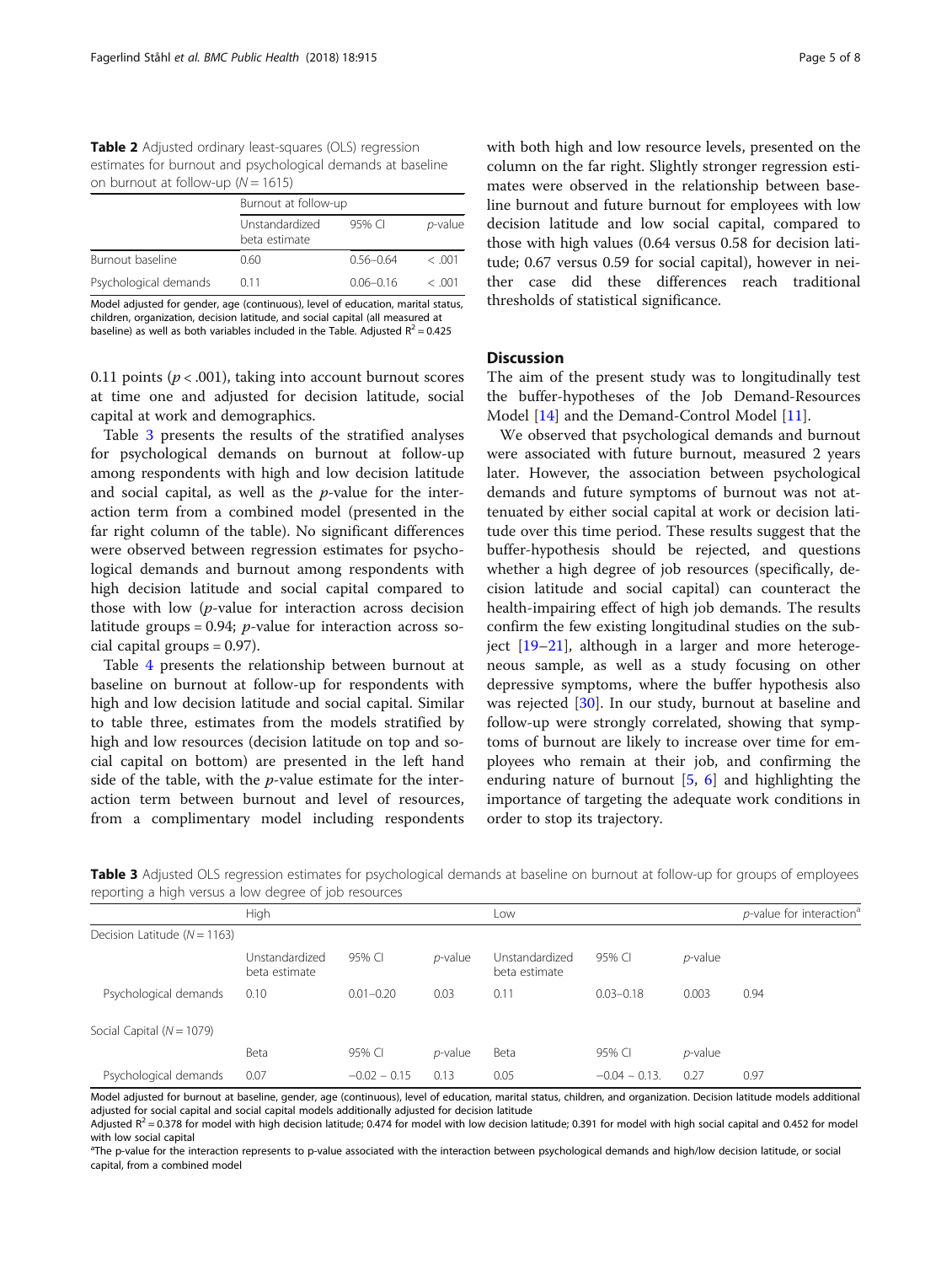**Table 2** Adjusted ordinary least-squares (OLS) regression estimates for burnout and psychological demands at baseline on burnout at follow-up ($N = 1615$)

| | Burnout at follow-up | | |
|---|---|---|---|
| | Unstandardized beta estimate | 95% CI | *p*-value |
| Burnout baseline | 0.60 | 0.56–0.64 | < .001 |
| Psychological demands | 0.11 | 0.06–0.16 | < .001 |

Model adjusted for gender, age (continuous), level of education, marital status, children, organization, decision latitude, and social capital (all measured at baseline) as well as both variables included in the Table. Adjusted $R^2 = 0.425$

0.11 points ($p < .001$), taking into account burnout scores at time one and adjusted for decision latitude, social capital at work and demographics.

Table 3 presents the results of the stratified analyses for psychological demands on burnout at follow-up among respondents with high and low decision latitude and social capital, as well as the *p*-value for the interaction term from a combined model (presented in the far right column of the table). No significant differences were observed between regression estimates for psychological demands and burnout among respondents with high decision latitude and social capital compared to those with low (*p*-value for interaction across decision latitude groups = 0.94; *p*-value for interaction across social capital groups = 0.97).

Table 4 presents the relationship between burnout at baseline on burnout at follow-up for respondents with high and low decision latitude and social capital. Similar to table three, estimates from the models stratified by high and low resources (decision latitude on top and social capital on bottom) are presented in the left hand side of the table, with the *p*-value estimate for the interaction term between burnout and level of resources, from a complimentary model including respondents with both high and low resource levels, presented on the column on the far right. Slightly stronger regression estimates were observed in the relationship between baseline burnout and future burnout for employees with low decision latitude and low social capital, compared to those with high values (0.64 versus 0.58 for decision latitude; 0.67 versus 0.59 for social capital), however in neither case did these differences reach traditional thresholds of statistical significance.

## Discussion

The aim of the present study was to longitudinally test the buffer-hypotheses of the Job Demand-Resources Model [14] and the Demand-Control Model [11].

We observed that psychological demands and burnout were associated with future burnout, measured 2 years later. However, the association between psychological demands and future symptoms of burnout was not attenuated by either social capital at work or decision latitude over this time period. These results suggest that the buffer-hypothesis should be rejected, and questions whether a high degree of job resources (specifically, decision latitude and social capital) can counteract the health-impairing effect of high job demands. The results confirm the few existing longitudinal studies on the subject [19–21], although in a larger and more heterogeneous sample, as well as a study focusing on other depressive symptoms, where the buffer hypothesis also was rejected [30]. In our study, burnout at baseline and follow-up were strongly correlated, showing that symptoms of burnout are likely to increase over time for employees who remain at their job, and confirming the enduring nature of burnout [5, 6] and highlighting the importance of targeting the adequate work conditions in order to stop its trajectory.

**Table 3** Adjusted OLS regression estimates for psychological demands at baseline on burnout at follow-up for groups of employees reporting a high versus a low degree of job resources

| | High | | | Low | | | *p*-value for interaction[a] |
|---|---|---|---|---|---|---|---|
| Decision Latitude ($N = 1163$) | | | | | | | |
| | Unstandardized beta estimate | 95% CI | *p*-value | Unstandardized beta estimate | 95% CI | *p*-value | |
| Psychological demands | 0.10 | 0.01–0.20 | 0.03 | 0.11 | 0.03–0.18 | 0.003 | 0.94 |
| Social Capital ($N = 1079$) | | | | | | | |
| | Beta | 95% CI | *p*-value | Beta | 95% CI | *p*-value | |
| Psychological demands | 0.07 | −0.02 – 0.15 | 0.13 | 0.05 | −0.04 – 0.13. | 0.27 | 0.97 |

Model adjusted for burnout at baseline, gender, age (continuous), level of education, marital status, children, and organization. Decision latitude models additional adjusted for social capital and social capital models additionally adjusted for decision latitude

Adjusted $R^2 = 0.378$ for model with high decision latitude; 0.474 for model with low decision latitude; 0.391 for model with high social capital and 0.452 for model with low social capital

[a]The p-value for the interaction represents to p-value associated with the interaction between psychological demands and high/low decision latitude, or social capital, from a combined model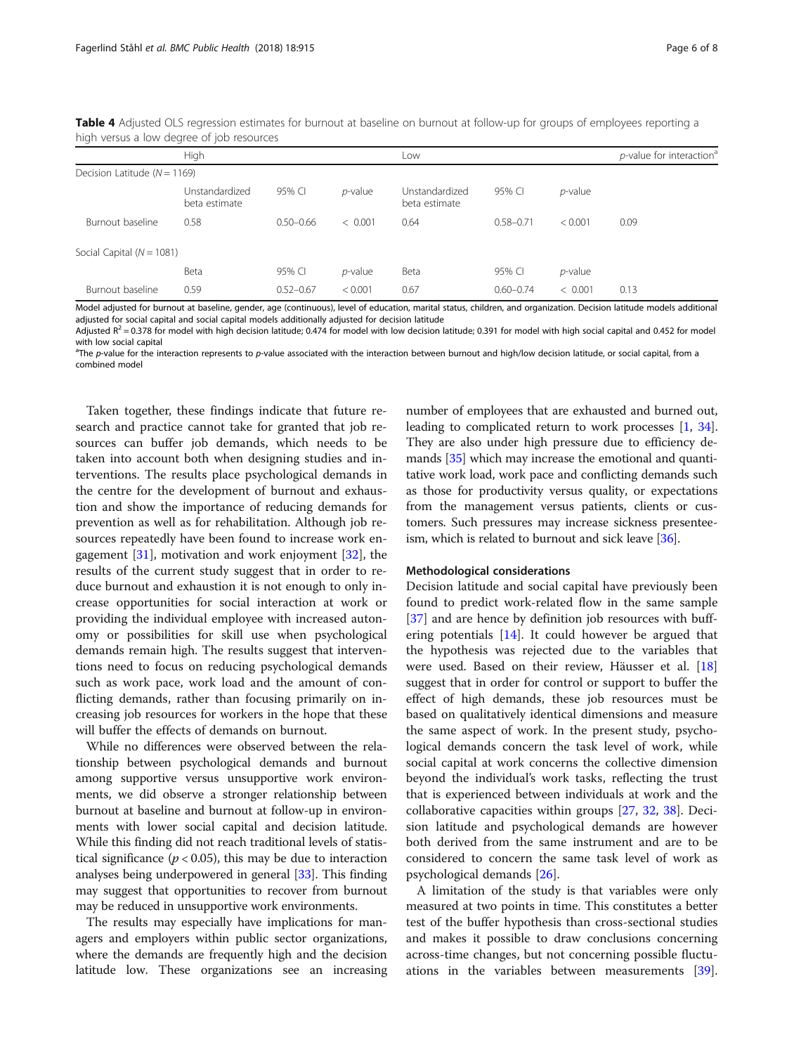**Table 4** Adjusted OLS regression estimates for burnout at baseline on burnout at follow-up for groups of employees reporting a high versus a low degree of job resources

| | High | | | Low | | | *p*-value for interaction[a] |
|---|---|---|---|---|---|---|---|
| Decision Latitude ($N = 1169$) | | | | | | | |
| | Unstandardized beta estimate | 95% CI | *p*-value | Unstandardized beta estimate | 95% CI | *p*-value | |
| Burnout baseline | 0.58 | 0.50–0.66 | < 0.001 | 0.64 | 0.58–0.71 | < 0.001 | 0.09 |
| Social Capital ($N = 1081$) | | | | | | | |
| | Beta | 95% CI | *p*-value | Beta | 95% CI | *p*-value | |
| Burnout baseline | 0.59 | 0.52–0.67 | < 0.001 | 0.67 | 0.60–0.74 | < 0.001 | 0.13 |

Model adjusted for burnout at baseline, gender, age (continuous), level of education, marital status, children, and organization. Decision latitude models additional adjusted for social capital and social capital models additionally adjusted for decision latitude

Adjusted $R^2 = 0.378$ for model with high decision latitude; 0.474 for model with low decision latitude; 0.391 for model with high social capital and 0.452 for model with low social capital

[a]The *p*-value for the interaction represents to *p*-value associated with the interaction between burnout and high/low decision latitude, or social capital, from a combined model

Taken together, these findings indicate that future research and practice cannot take for granted that job resources can buffer job demands, which needs to be taken into account both when designing studies and interventions. The results place psychological demands in the centre for the development of burnout and exhaustion and show the importance of reducing demands for prevention as well as for rehabilitation. Although job resources repeatedly have been found to increase work engagement [31], motivation and work enjoyment [32], the results of the current study suggest that in order to reduce burnout and exhaustion it is not enough to only increase opportunities for social interaction at work or providing the individual employee with increased autonomy or possibilities for skill use when psychological demands remain high. The results suggest that interventions need to focus on reducing psychological demands such as work pace, work load and the amount of conflicting demands, rather than focusing primarily on increasing job resources in the hope that these will buffer the effects of demands on burnout.

While no differences were observed between the relationship between psychological demands and burnout among supportive versus unsupportive work environments, we did observe a stronger relationship between burnout at baseline and burnout at follow-up in environments with lower social capital and decision latitude. While this finding did not reach traditional levels of statistical significance ($p < 0.05$), this may be due to interaction analyses being underpowered in general [33]. This finding may suggest that opportunities to recover from burnout may be reduced in unsupportive work environments.

The results may especially have implications for managers and employers within public sector organizations, where the demands are frequently high and the decision latitude low. These organizations see an increasing number of employees that are exhausted and burned out, leading to complicated return to work processes [1, 34]. They are also under high pressure due to efficiency demands [35] which may increase the emotional and quantitative work load, work pace and conflicting demands such as those for productivity versus quality, or expectations from the management versus patients, clients or customers. Such pressures may increase sickness presenteeism, which is related to burnout and sick leave [36].

### Methodological considerations

Decision latitude and social capital have previously been found to predict work-related flow in the same sample [37] and are hence by definition job resources with buffering potentials [14]. It could however be argued that the hypothesis was rejected due to the variables that were used. Based on their review, Häusser et al. [18] suggest that in order for control or support to buffer the effect of high demands, these job resources must be based on qualitatively identical dimensions and measure the same aspect of work. In the present study, psychological demands concern the task level of work, while social capital at work concerns the collective dimension beyond the individual's work tasks, reflecting the trust that is experienced between individuals at work and the collaborative capacities within groups [27, 32, 38]. Decision latitude and psychological demands are however both derived from the same instrument and are to be considered to concern the same task level of work as psychological demands [26].

A limitation of the study is that variables were only measured at two points in time. This constitutes a better test of the buffer hypothesis than cross-sectional studies and makes it possible to draw conclusions concerning across-time changes, but not concerning possible fluctuations in the variables between measurements [39].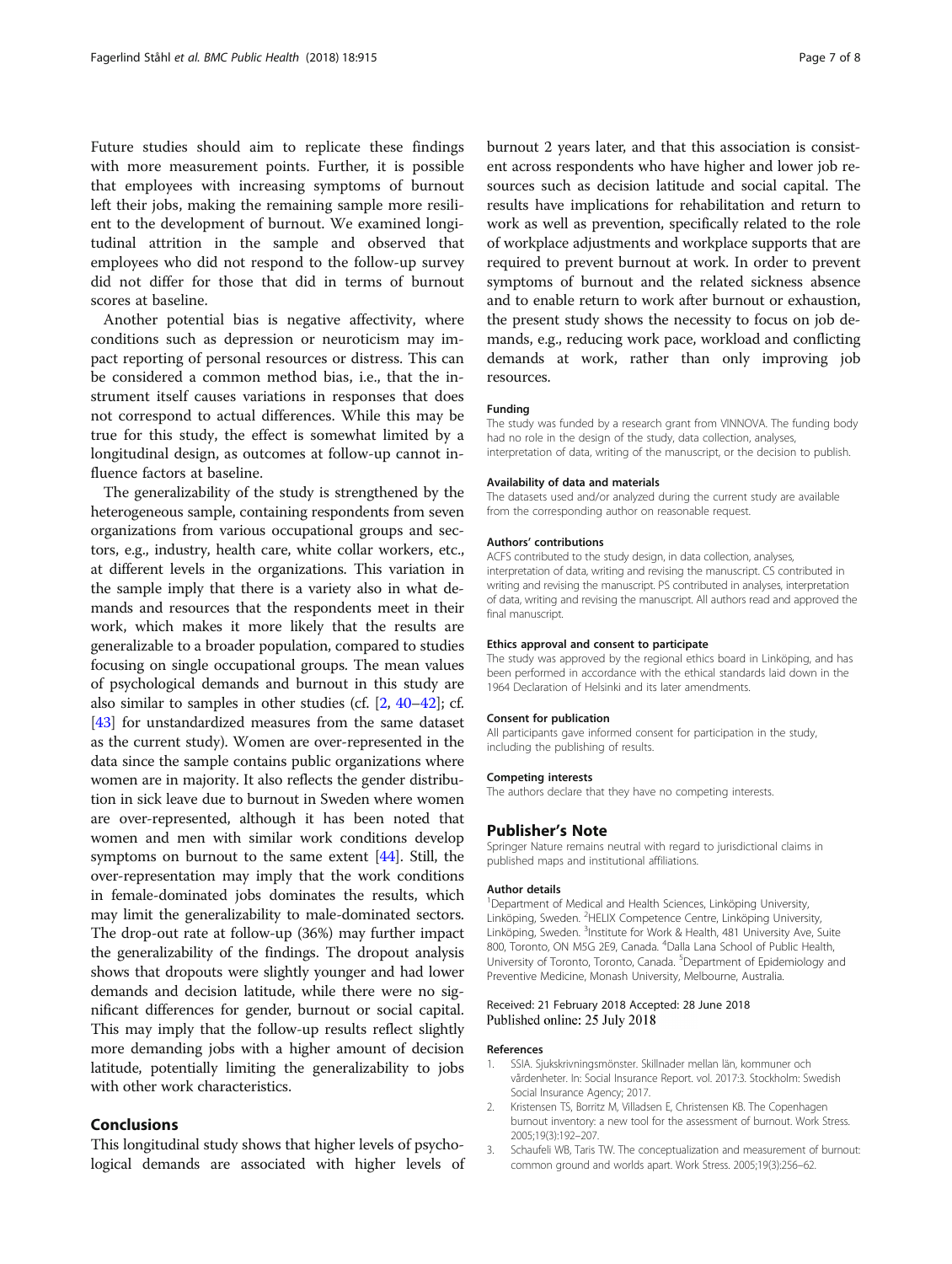Future studies should aim to replicate these findings with more measurement points. Further, it is possible that employees with increasing symptoms of burnout left their jobs, making the remaining sample more resilient to the development of burnout. We examined longitudinal attrition in the sample and observed that employees who did not respond to the follow-up survey did not differ for those that did in terms of burnout scores at baseline.

Another potential bias is negative affectivity, where conditions such as depression or neuroticism may impact reporting of personal resources or distress. This can be considered a common method bias, i.e., that the instrument itself causes variations in responses that does not correspond to actual differences. While this may be true for this study, the effect is somewhat limited by a longitudinal design, as outcomes at follow-up cannot influence factors at baseline.

The generalizability of the study is strengthened by the heterogeneous sample, containing respondents from seven organizations from various occupational groups and sectors, e.g., industry, health care, white collar workers, etc., at different levels in the organizations. This variation in the sample imply that there is a variety also in what demands and resources that the respondents meet in their work, which makes it more likely that the results are generalizable to a broader population, compared to studies focusing on single occupational groups. The mean values of psychological demands and burnout in this study are also similar to samples in other studies (cf. [2, 40–42]; cf. [43] for unstandardized measures from the same dataset as the current study). Women are over-represented in the data since the sample contains public organizations where women are in majority. It also reflects the gender distribution in sick leave due to burnout in Sweden where women are over-represented, although it has been noted that women and men with similar work conditions develop symptoms on burnout to the same extent [44]. Still, the over-representation may imply that the work conditions in female-dominated jobs dominates the results, which may limit the generalizability to male-dominated sectors. The drop-out rate at follow-up (36%) may further impact the generalizability of the findings. The dropout analysis shows that dropouts were slightly younger and had lower demands and decision latitude, while there were no significant differences for gender, burnout or social capital. This may imply that the follow-up results reflect slightly more demanding jobs with a higher amount of decision latitude, potentially limiting the generalizability to jobs with other work characteristics.

## Conclusions

This longitudinal study shows that higher levels of psychological demands are associated with higher levels of burnout 2 years later, and that this association is consistent across respondents who have higher and lower job resources such as decision latitude and social capital. The results have implications for rehabilitation and return to work as well as prevention, specifically related to the role of workplace adjustments and workplace supports that are required to prevent burnout at work. In order to prevent symptoms of burnout and the related sickness absence and to enable return to work after burnout or exhaustion, the present study shows the necessity to focus on job demands, e.g., reducing work pace, workload and conflicting demands at work, rather than only improving job resources.

### Funding

The study was funded by a research grant from VINNOVA. The funding body had no role in the design of the study, data collection, analyses, interpretation of data, writing of the manuscript, or the decision to publish.

### Availability of data and materials

The datasets used and/or analyzed during the current study are available from the corresponding author on reasonable request.

### Authors' contributions

ACFS contributed to the study design, in data collection, analyses, interpretation of data, writing and revising the manuscript. CS contributed in writing and revising the manuscript. PS contributed in analyses, interpretation of data, writing and revising the manuscript. All authors read and approved the final manuscript.

### Ethics approval and consent to participate

The study was approved by the regional ethics board in Linköping, and has been performed in accordance with the ethical standards laid down in the 1964 Declaration of Helsinki and its later amendments.

### Consent for publication

All participants gave informed consent for participation in the study, including the publishing of results.

### Competing interests

The authors declare that they have no competing interests.

## Publisher's Note

Springer Nature remains neutral with regard to jurisdictional claims in published maps and institutional affiliations.

### Author details

[1]Department of Medical and Health Sciences, Linköping University, Linköping, Sweden. [2]HELIX Competence Centre, Linköping University, Linköping, Sweden. [3]Institute for Work & Health, 481 University Ave, Suite 800, Toronto, ON M5G 2E9, Canada. [4]Dalla Lana School of Public Health, University of Toronto, Toronto, Canada. [5]Department of Epidemiology and Preventive Medicine, Monash University, Melbourne, Australia.

Received: 21 February 2018 Accepted: 28 June 2018
Published online: 25 July 2018

### References

1. SSIA. Sjukskrivningsmönster. Skillnader mellan län, kommuner och vårdenheter. In: Social Insurance Report. vol. 2017:3. Stockholm: Swedish Social Insurance Agency; 2017.
2. Kristensen TS, Borritz M, Villadsen E, Christensen KB. The Copenhagen burnout inventory: a new tool for the assessment of burnout. Work Stress. 2005;19(3):192–207.
3. Schaufeli WB, Taris TW. The conceptualization and measurement of burnout: common ground and worlds apart. Work Stress. 2005;19(3):256–62.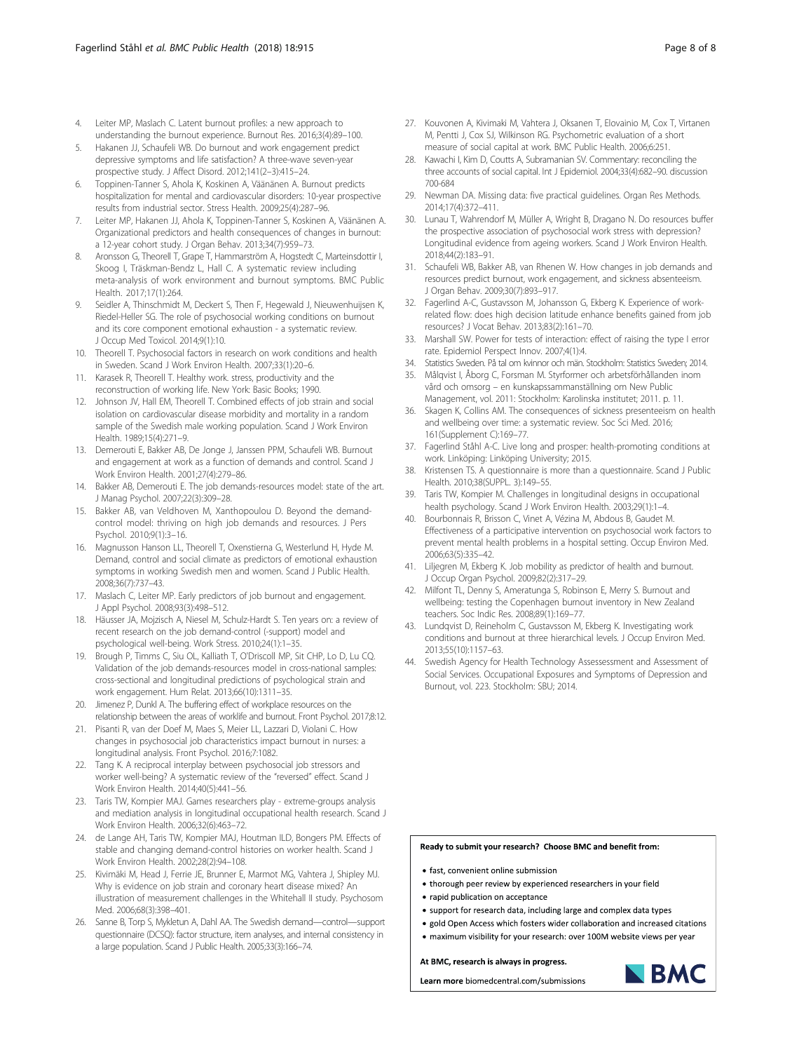4. Leiter MP, Maslach C. Latent burnout profiles: a new approach to understanding the burnout experience. Burnout Res. 2016;3(4):89–100.
5. Hakanen JJ, Schaufeli WB. Do burnout and work engagement predict depressive symptoms and life satisfaction? A three-wave seven-year prospective study. J Affect Disord. 2012;141(2–3):415–24.
6. Toppinen-Tanner S, Ahola K, Koskinen A, Väänänen A. Burnout predicts hospitalization for mental and cardiovascular disorders: 10-year prospective results from industrial sector. Stress Health. 2009;25(4):287–96.
7. Leiter MP, Hakanen JJ, Ahola K, Toppinen-Tanner S, Koskinen A, Väänänen A. Organizational predictors and health consequences of changes in burnout: a 12-year cohort study. J Organ Behav. 2013;34(7):959–73.
8. Aronsson G, Theorell T, Grape T, Hammarström A, Hogstedt C, Marteinsdottir I, Skoog I, Träskman-Bendz L, Hall C. A systematic review including meta-analysis of work environment and burnout symptoms. BMC Public Health. 2017;17(1):264.
9. Seidler A, Thinschmidt M, Deckert S, Then F, Hegewald J, Nieuwenhuijsen K, Riedel-Heller SG. The role of psychosocial working conditions on burnout and its core component emotional exhaustion - a systematic review. J Occup Med Toxicol. 2014;9(1):10.
10. Theorell T. Psychosocial factors in research on work conditions and health in Sweden. Scand J Work Environ Health. 2007;33(1):20–6.
11. Karasek R, Theorell T. Healthy work. stress, productivity and the reconstruction of working life. New York: Basic Books; 1990.
12. Johnson JV, Hall EM, Theorell T. Combined effects of job strain and social isolation on cardiovascular disease morbidity and mortality in a random sample of the Swedish male working population. Scand J Work Environ Health. 1989;15(4):271–9.
13. Demerouti E, Bakker AB, De Jonge J, Janssen PPM, Schaufeli WB. Burnout and engagement at work as a function of demands and control. Scand J Work Environ Health. 2001;27(4):279–86.
14. Bakker AB, Demerouti E. The job demands-resources model: state of the art. J Manag Psychol. 2007;22(3):309–28.
15. Bakker AB, van Veldhoven M, Xanthopoulou D. Beyond the demand-control model: thriving on high job demands and resources. J Pers Psychol. 2010;9(1):3–16.
16. Magnusson Hanson LL, Theorell T, Oxenstierna G, Westerlund H, Hyde M. Demand, control and social climate as predictors of emotional exhaustion symptoms in working Swedish men and women. Scand J Public Health. 2008;36(7):737–43.
17. Maslach C, Leiter MP. Early predictors of job burnout and engagement. J Appl Psychol. 2008;93(3):498–512.
18. Häusser JA, Mojzisch A, Niesel M, Schulz-Hardt S. Ten years on: a review of recent research on the job demand-control (-support) model and psychological well-being. Work Stress. 2010;24(1):1–35.
19. Brough P, Timms C, Siu OL, Kalliath T, O'Driscoll MP, Sit CHP, Lo D, Lu CQ. Validation of the job demands-resources model in cross-national samples: cross-sectional and longitudinal predictions of psychological strain and work engagement. Hum Relat. 2013;66(10):1311–35.
20. Jimenez P, Dunkl A. The buffering effect of workplace resources on the relationship between the areas of worklife and burnout. Front Psychol. 2017;8:12.
21. Pisanti R, van der Doef M, Maes S, Meier LL, Lazzari D, Violani C. How changes in psychosocial job characteristics impact burnout in nurses: a longitudinal analysis. Front Psychol. 2016;7:1082.
22. Tang K. A reciprocal interplay between psychosocial job stressors and worker well-being? A systematic review of the "reversed" effect. Scand J Work Environ Health. 2014;40(5):441–56.
23. Taris TW, Kompier MAJ. Games researchers play - extreme-groups analysis and mediation analysis in longitudinal occupational health research. Scand J Work Environ Health. 2006;32(6):463–72.
24. de Lange AH, Taris TW, Kompier MAJ, Houtman ILD, Bongers PM. Effects of stable and changing demand-control histories on worker health. Scand J Work Environ Health. 2002;28(2):94–108.
25. Kivimäki M, Head J, Ferrie JE, Brunner E, Marmot MG, Vahtera J, Shipley MJ. Why is evidence on job strain and coronary heart disease mixed? An illustration of measurement challenges in the Whitehall II study. Psychosom Med. 2006;68(3):398–401.
26. Sanne B, Torp S, Mykletun A, Dahl AA. The Swedish demand—control—support questionnaire (DCSQ): factor structure, item analyses, and internal consistency in a large population. Scand J Public Health. 2005;33(3):166–74.
27. Kouvonen A, Kivimaki M, Vahtera J, Oksanen T, Elovainio M, Cox T, Virtanen M, Pentti J, Cox SJ, Wilkinson RG. Psychometric evaluation of a short measure of social capital at work. BMC Public Health. 2006;6:251.
28. Kawachi I, Kim D, Coutts A, Subramanian SV. Commentary: reconciling the three accounts of social capital. Int J Epidemiol. 2004;33(4):682–90. discussion 700-684
29. Newman DA. Missing data: five practical guidelines. Organ Res Methods. 2014;17(4):372–411.
30. Lunau T, Wahrendorf M, Müller A, Wright B, Dragano N. Do resources buffer the prospective association of psychosocial work stress with depression? Longitudinal evidence from ageing workers. Scand J Work Environ Health. 2018;44(2):183–91.
31. Schaufeli WB, Bakker AB, van Rhenen W. How changes in job demands and resources predict burnout, work engagement, and sickness absenteeism. J Organ Behav. 2009;30(7):893–917.
32. Fagerlind A-C, Gustavsson M, Johansson G, Ekberg K. Experience of work-related flow: does high decision latitude enhance benefits gained from job resources? J Vocat Behav. 2013;83(2):161–70.
33. Marshall SW. Power for tests of interaction: effect of raising the type I error rate. Epidemiol Perspect Innov. 2007;4(1):4.
34. Statistics Sweden. På tal om kvinnor och män. Stockholm: Statistics Sweden; 2014.
35. Målqvist I, Åborg C, Forsman M. Styrformer och arbetsförhållanden inom vård och omsorg – en kunskapssammanställning om New Public Management, vol. 2011: Stockholm: Karolinska institutet; 2011. p. 11.
36. Skagen K, Collins AM. The consequences of sickness presenteeism on health and wellbeing over time: a systematic review. Soc Sci Med. 2016; 161(Supplement C):169–77.
37. Fagerlind Ståhl A-C. Live long and prosper: health-promoting conditions at work. Linköping: Linköping University; 2015.
38. Kristensen TS. A questionnaire is more than a questionnaire. Scand J Public Health. 2010;38(SUPPL. 3):149–55.
39. Taris TW, Kompier M. Challenges in longitudinal designs in occupational health psychology. Scand J Work Environ Health. 2003;29(1):1–4.
40. Bourbonnais R, Brisson C, Vinet A, Vézina M, Abdous B, Gaudet M. Effectiveness of a participative intervention on psychosocial work factors to prevent mental health problems in a hospital setting. Occup Environ Med. 2006;63(5):335–42.
41. Liljegren M, Ekberg K. Job mobility as predictor of health and burnout. J Occup Organ Psychol. 2009;82(2):317–29.
42. Milfont TL, Denny S, Ameratunga S, Robinson E, Merry S. Burnout and wellbeing: testing the Copenhagen burnout inventory in New Zealand teachers. Soc Indic Res. 2008;89(1):169–77.
43. Lundqvist D, Reineholm C, Gustavsson M, Ekberg K. Investigating work conditions and burnout at three hierarchical levels. J Occup Environ Med. 2013;55(10):1157–63.
44. Swedish Agency for Health Technology Assessessment and Assessment of Social Services. Occupational Exposures and Symptoms of Depression and Burnout, vol. 223. Stockholm: SBU; 2014.

**Ready to submit your research? Choose BMC and benefit from:**

- fast, convenient online submission
- thorough peer review by experienced researchers in your field
- rapid publication on acceptance
- support for research data, including large and complex data types
- gold Open Access which fosters wider collaboration and increased citations
- maximum visibility for your research: over 100M website views per year

**At BMC, research is always in progress.**

**Learn more** biomedcentral.com/submissions

BMC